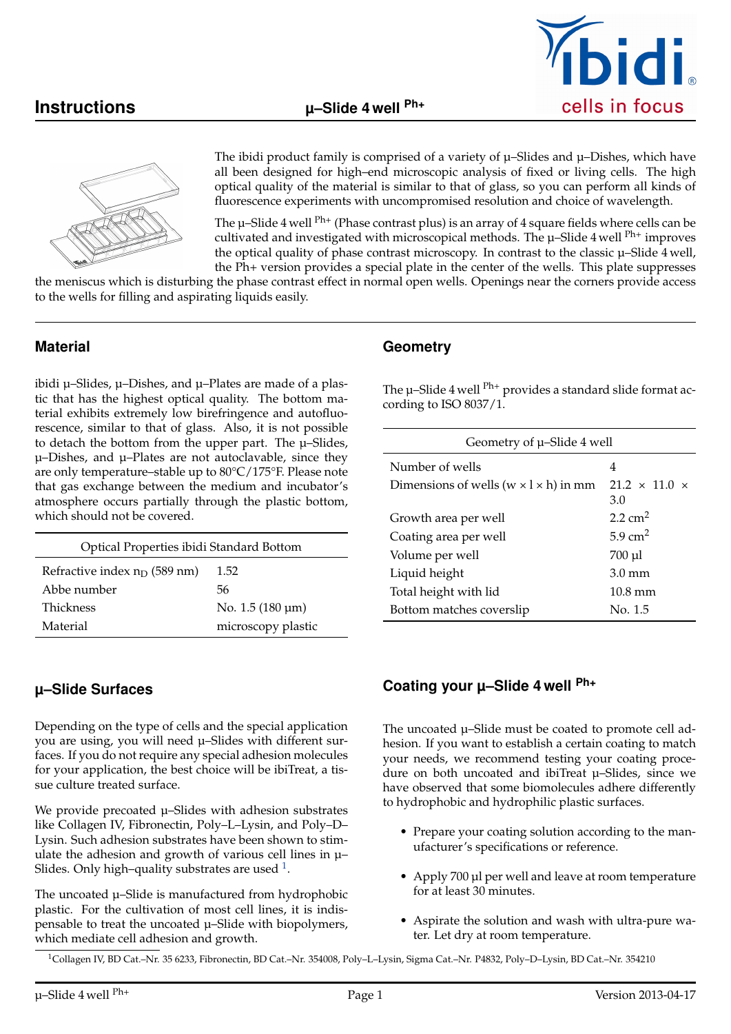# Instructions μ–Slide 4 well Ph+

ibidi cells in focus

The ibidi product family is comprised of a variety of μ–Slides and μ–Dishes, which have all been designed for high–end microscopic analysis of fixed or living cells. The high optical quality of the material is similar to that of glass, so you can perform all kinds of fluorescence experiments with uncompromised resolution and choice of wavelength.

The μ–Slide 4 well Ph+ (Phase contrast plus) is an array of 4 square fields where cells can be cultivated and investigated with microscopical methods. The μ–Slide 4 well Ph+ improves the optical quality of phase contrast microscopy. In contrast to the classic μ–Slide 4 well, the Ph+ version provides a special plate in the center of the wells. This plate suppresses the meniscus which is disturbing the phase contrast effect in normal open wells. Openings near the corners provide access to the wells for filling and aspirating liquids easily.

## Material

ibidi μ–Slides, μ–Dishes, and μ–Plates are made of a plastic that has the highest optical quality. The bottom material exhibits extremely low birefringence and autofluorescence, similar to that of glass. Also, it is not possible to detach the bottom from the upper part. The μ–Slides, μ–Dishes, and μ–Plates are not autoclavable, since they are only temperature–stable up to 80°C/175°F. Please note that gas exchange between the medium and incubator's atmosphere occurs partially through the plastic bottom, which should not be covered.

| Optical Properties ibidi Standard Bottom | |
|---|---|
| Refractive index $n_D$ (589 nm) | 1.52 |
| Abbe number | 56 |
| Thickness | No. 1.5 (180 μm) |
| Material | microscopy plastic |

## Geometry

The μ–Slide 4 well Ph+ provides a standard slide format according to ISO 8037/1.

| Geometry of μ–Slide 4 well | |
|---|---|
| Number of wells | 4 |
| Dimensions of wells (w × l × h) in mm | 21.2 × 11.0 × 3.0 |
| Growth area per well | 2.2 $cm^2$ |
| Coating area per well | 5.9 $cm^2$ |
| Volume per well | 700 μl |
| Liquid height | 3.0 mm |
| Total height with lid | 10.8 mm |
| Bottom matches coverslip | No. 1.5 |

## μ–Slide Surfaces

Depending on the type of cells and the special application you are using, you will need μ–Slides with different surfaces. If you do not require any special adhesion molecules for your application, the best choice will be ibiTreat, a tissue culture treated surface.

We provide precoated μ–Slides with adhesion substrates like Collagen IV, Fibronectin, Poly–L–Lysin, and Poly–D–Lysin. Such adhesion substrates have been shown to stimulate the adhesion and growth of various cell lines in μ–Slides. Only high–quality substrates are used [1].

The uncoated μ–Slide is manufactured from hydrophobic plastic. For the cultivation of most cell lines, it is indispensable to treat the uncoated μ–Slide with biopolymers, which mediate cell adhesion and growth.

## Coating your μ–Slide 4 well Ph+

The uncoated μ–Slide must be coated to promote cell adhesion. If you want to establish a certain coating to match your needs, we recommend testing your coating procedure on both uncoated and ibiTreat μ–Slides, since we have observed that some biomolecules adhere differently to hydrophobic and hydrophilic plastic surfaces.

- Prepare your coating solution according to the manufacturer's specifications or reference.
- Apply 700 μl per well and leave at room temperature for at least 30 minutes.
- Aspirate the solution and wash with ultra-pure water. Let dry at room temperature.

[1] Collagen IV, BD Cat.–Nr. 35 6233, Fibronectin, BD Cat.–Nr. 354008, Poly–L–Lysin, Sigma Cat.–Nr. P4832, Poly–D–Lysin, BD Cat.–Nr. 354210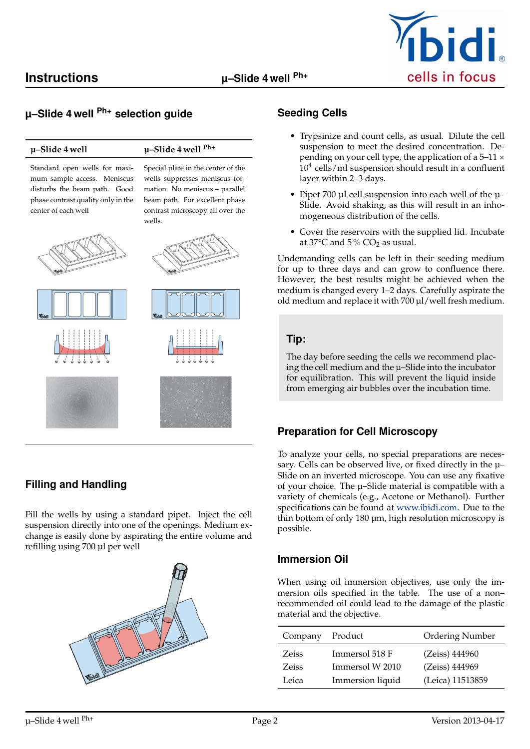## μ–Slide 4 well $^{Ph+}$ selection guide

| μ–Slide 4 well | μ–Slide 4 well $^{Ph+}$ |
|---|---|
| Standard open wells for maximum sample access. Meniscus disturbs the beam path. Good phase contrast quality only in the center of each well | Special plate in the center of the wells suppresses meniscus formation. No meniscus – parallel beam path. For excellent phase contrast microscopy all over the wells. |

## Filling and Handling

Fill the wells by using a standard pipet. Inject the cell suspension directly into one of the openings. Medium exchange is easily done by aspirating the entire volume and refilling using 700 µl per well

## Seeding Cells

- Trypsinize and count cells, as usual. Dilute the cell suspension to meet the desired concentration. Depending on your cell type, the application of a 5–11 × $10^4$ cells/ml suspension should result in a confluent layer within 2–3 days.
- Pipet 700 µl cell suspension into each well of the µ–Slide. Avoid shaking, as this will result in an inhomogeneous distribution of the cells.
- Cover the reservoirs with the supplied lid. Incubate at 37°C and 5 % $CO_2$ as usual.

Undemanding cells can be left in their seeding medium for up to three days and can grow to confluence there. However, the best results might be achieved when the medium is changed every 1–2 days. Carefully aspirate the old medium and replace it with 700 µl/well fresh medium.

### Tip:

The day before seeding the cells we recommend placing the cell medium and the µ–Slide into the incubator for equilibration. This will prevent the liquid inside from emerging air bubbles over the incubation time.

## Preparation for Cell Microscopy

To analyze your cells, no special preparations are necessary. Cells can be observed live, or fixed directly in the µ–Slide on an inverted microscope. You can use any fixative of your choice. The µ–Slide material is compatible with a variety of chemicals (e.g., Acetone or Methanol). Further specifications can be found at www.ibidi.com. Due to the thin bottom of only 180 µm, high resolution microscopy is possible.

## Immersion Oil

When using oil immersion objectives, use only the immersion oils specified in the table. The use of a non–recommended oil could lead to the damage of the plastic material and the objective.

| Company | Product | Ordering Number |
|---|---|---|
| Zeiss | Immersol 518 F | (Zeiss) 444960 |
| Zeiss | Immersol W 2010 | (Zeiss) 444969 |
| Leica | Immersion liquid | (Leica) 11513859 |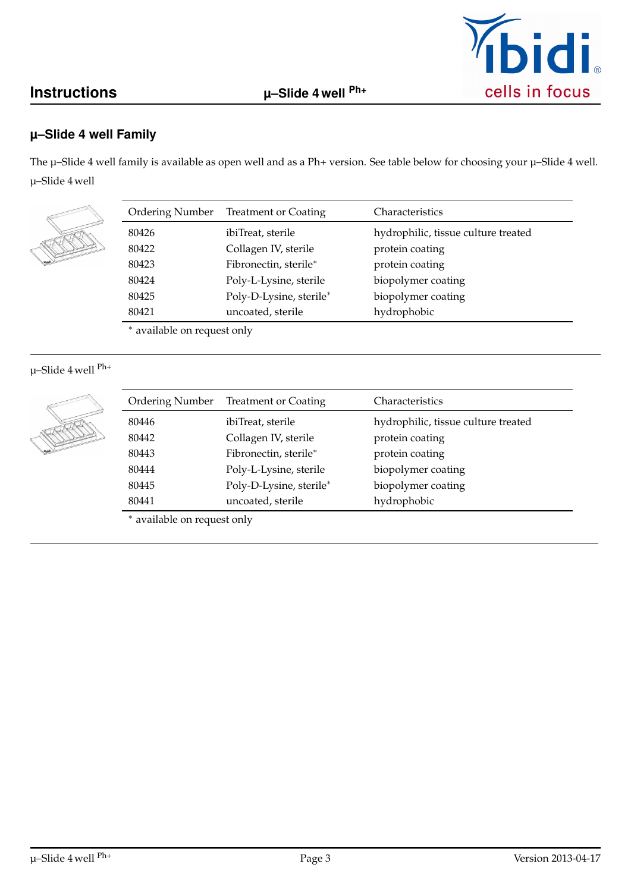## µ–Slide 4 well Family

The µ–Slide 4 well family is available as open well and as a Ph+ version. See table below for choosing your µ–Slide 4 well.

µ–Slide 4 well

| Ordering Number | Treatment or Coating | Characteristics |
|---|---|---|
| 80426 | ibiTreat, sterile | hydrophilic, tissue culture treated |
| 80422 | Collagen IV, sterile | protein coating |
| 80423 | Fibronectin, sterile* | protein coating |
| 80424 | Poly-L-Lysine, sterile | biopolymer coating |
| 80425 | Poly-D-Lysine, sterile* | biopolymer coating |
| 80421 | uncoated, sterile | hydrophobic |

* available on request only

µ–Slide 4 well Ph+

| Ordering Number | Treatment or Coating | Characteristics |
|---|---|---|
| 80446 | ibiTreat, sterile | hydrophilic, tissue culture treated |
| 80442 | Collagen IV, sterile | protein coating |
| 80443 | Fibronectin, sterile* | protein coating |
| 80444 | Poly-L-Lysine, sterile | biopolymer coating |
| 80445 | Poly-D-Lysine, sterile* | biopolymer coating |
| 80441 | uncoated, sterile | hydrophobic |

* available on request only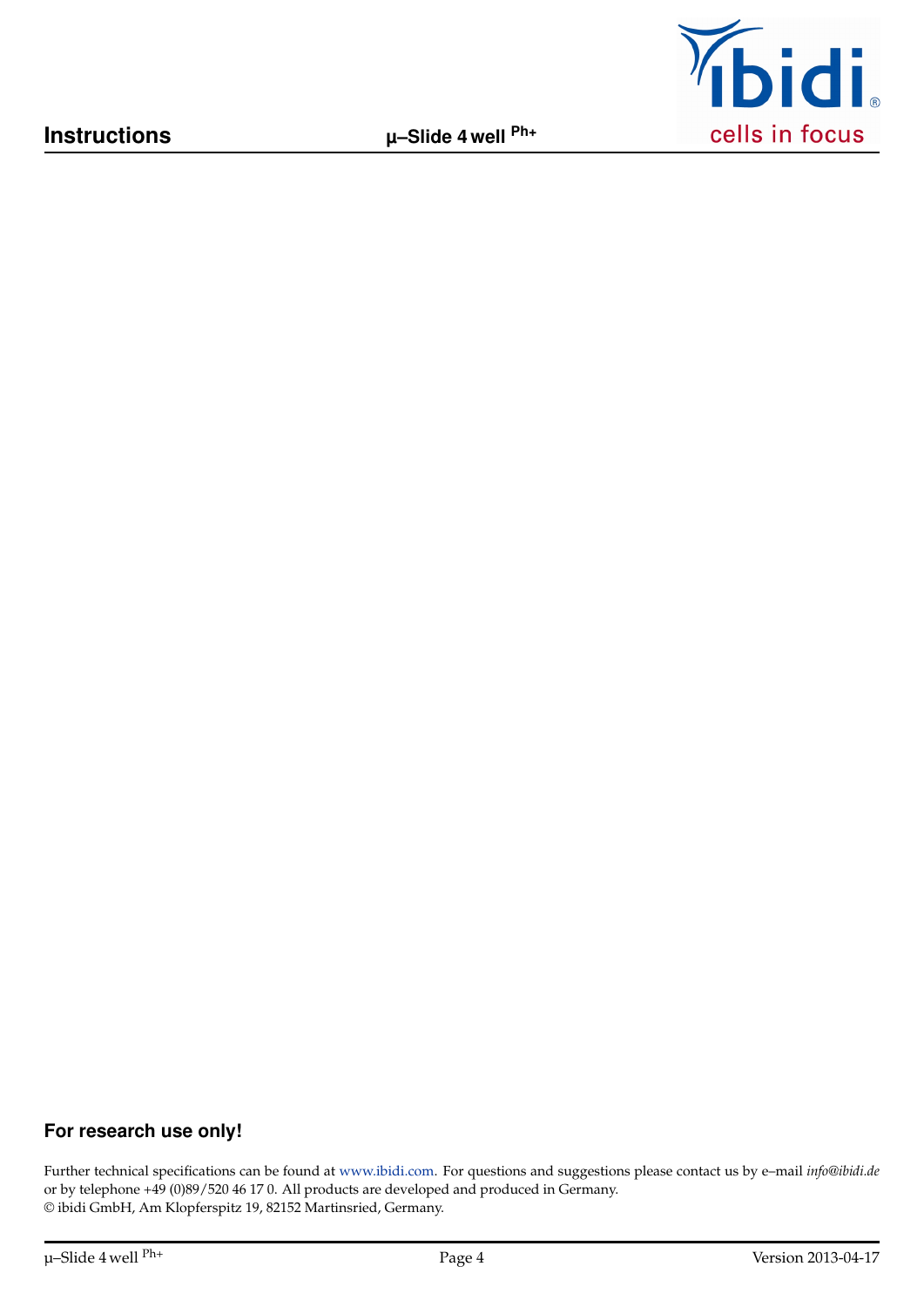**For research use only!**

Further technical specifications can be found at www.ibidi.com. For questions and suggestions please contact us by e–mail *info@ibidi.de* or by telephone +49 (0)89/520 46 17 0. All products are developed and produced in Germany.
© ibidi GmbH, Am Klopferspitz 19, 82152 Martinsried, Germany.